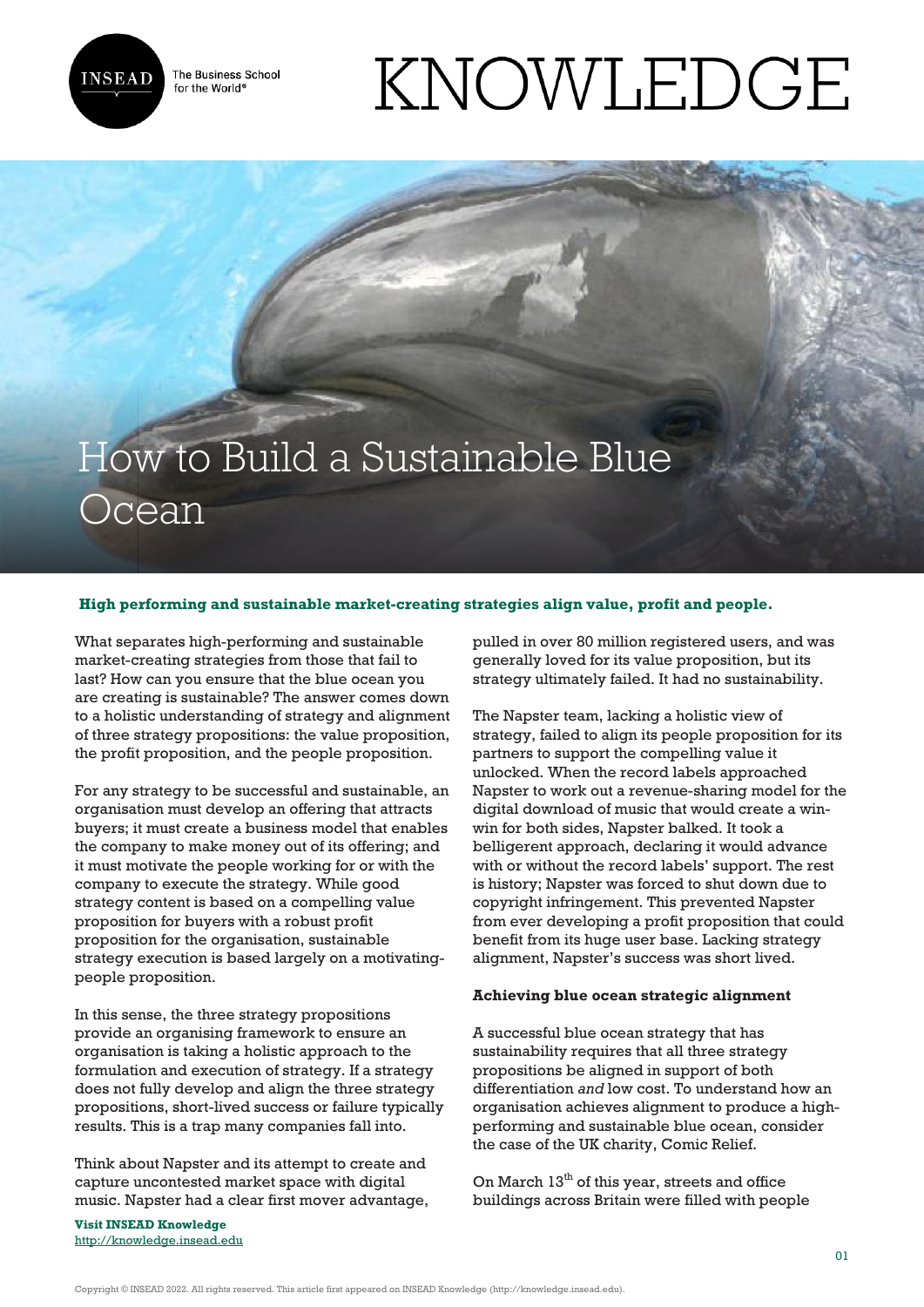# How to Build a Sustainable Blue Ocean

**High performing and sustainable market-creating strategies align value, profit and people.**

What separates high-performing and sustainable market-creating strategies from those that fail to last? How can you ensure that the blue ocean you are creating is sustainable? The answer comes down to a holistic understanding of strategy and alignment of three strategy propositions: the value proposition, the profit proposition, and the people proposition.

For any strategy to be successful and sustainable, an organisation must develop an offering that attracts buyers; it must create a business model that enables the company to make money out of its offering; and it must motivate the people working for or with the company to execute the strategy. While good strategy content is based on a compelling value proposition for buyers with a robust profit proposition for the organisation, sustainable strategy execution is based largely on a motivating-people proposition.

In this sense, the three strategy propositions provide an organising framework to ensure an organisation is taking a holistic approach to the formulation and execution of strategy. If a strategy does not fully develop and align the three strategy propositions, short-lived success or failure typically results. This is a trap many companies fall into.

Think about Napster and its attempt to create and capture uncontested market space with digital music. Napster had a clear first mover advantage, pulled in over 80 million registered users, and was generally loved for its value proposition, but its strategy ultimately failed. It had no sustainability.

The Napster team, lacking a holistic view of strategy, failed to align its people proposition for its partners to support the compelling value it unlocked. When the record labels approached Napster to work out a revenue-sharing model for the digital download of music that would create a win-win for both sides, Napster balked. It took a belligerent approach, declaring it would advance with or without the record labels' support. The rest is history; Napster was forced to shut down due to copyright infringement. This prevented Napster from ever developing a profit proposition that could benefit from its huge user base. Lacking strategy alignment, Napster's success was short lived.

## Achieving blue ocean strategic alignment

A successful blue ocean strategy that has sustainability requires that all three strategy propositions be aligned in support of both differentiation *and* low cost. To understand how an organisation achieves alignment to produce a high-performing and sustainable blue ocean, consider the case of the UK charity, Comic Relief.

On March 13th of this year, streets and office buildings across Britain were filled with people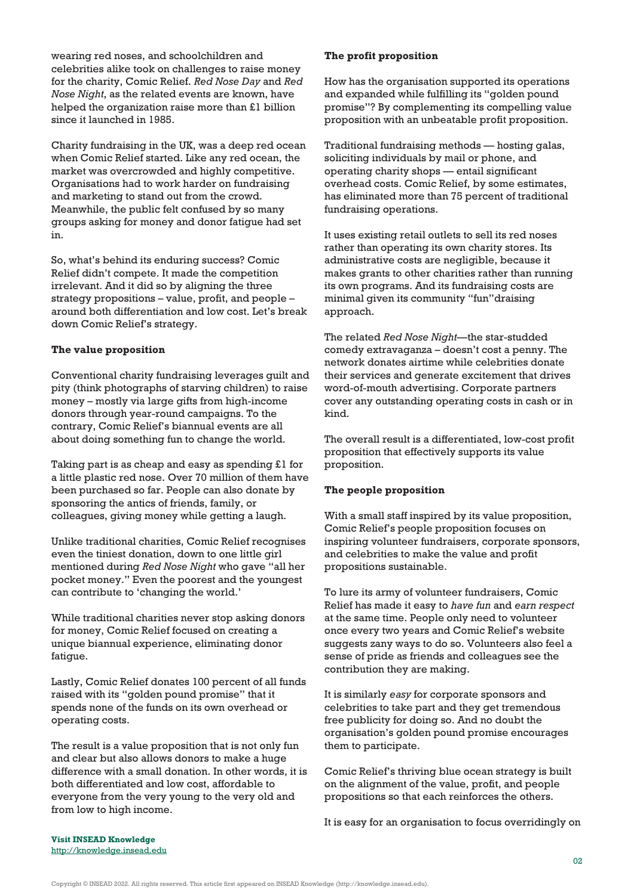wearing red noses, and schoolchildren and celebrities alike took on challenges to raise money for the charity, Comic Relief. *Red Nose Day* and *Red Nose Night*, as the related events are known, have helped the organization raise more than £1 billion since it launched in 1985.

Charity fundraising in the UK, was a deep red ocean when Comic Relief started. Like any red ocean, the market was overcrowded and highly competitive. Organisations had to work harder on fundraising and marketing to stand out from the crowd. Meanwhile, the public felt confused by so many groups asking for money and donor fatigue had set in.

So, what's behind its enduring success? Comic Relief didn't compete. It made the competition irrelevant. And it did so by aligning the three strategy propositions – value, profit, and people – around both differentiation and low cost. Let's break down Comic Relief's strategy.

**The value proposition**

Conventional charity fundraising leverages guilt and pity (think photographs of starving children) to raise money – mostly via large gifts from high-income donors through year-round campaigns. To the contrary, Comic Relief's biannual events are all about doing something fun to change the world.

Taking part is as cheap and easy as spending £1 for a little plastic red nose. Over 70 million of them have been purchased so far. People can also donate by sponsoring the antics of friends, family, or colleagues, giving money while getting a laugh.

Unlike traditional charities, Comic Relief recognises even the tiniest donation, down to one little girl mentioned during *Red Nose Night* who gave "all her pocket money." Even the poorest and the youngest can contribute to 'changing the world.'

While traditional charities never stop asking donors for money, Comic Relief focused on creating a unique biannual experience, eliminating donor fatigue.

Lastly, Comic Relief donates 100 percent of all funds raised with its "golden pound promise" that it spends none of the funds on its own overhead or operating costs.

The result is a value proposition that is not only fun and clear but also allows donors to make a huge difference with a small donation. In other words, it is both differentiated and low cost, affordable to everyone from the very young to the very old and from low to high income.

**The profit proposition**

How has the organisation supported its operations and expanded while fulfilling its "golden pound promise"? By complementing its compelling value proposition with an unbeatable profit proposition.

Traditional fundraising methods — hosting galas, soliciting individuals by mail or phone, and operating charity shops — entail significant overhead costs. Comic Relief, by some estimates, has eliminated more than 75 percent of traditional fundraising operations.

It uses existing retail outlets to sell its red noses rather than operating its own charity stores. Its administrative costs are negligible, because it makes grants to other charities rather than running its own programs. And its fundraising costs are minimal given its community "fun"draising approach.

The related *Red Nose Night*—the star-studded comedy extravaganza – doesn't cost a penny. The network donates airtime while celebrities donate their services and generate excitement that drives word-of-mouth advertising. Corporate partners cover any outstanding operating costs in cash or in kind.

The overall result is a differentiated, low-cost profit proposition that effectively supports its value proposition.

**The people proposition**

With a small staff inspired by its value proposition, Comic Relief's people proposition focuses on inspiring volunteer fundraisers, corporate sponsors, and celebrities to make the value and profit propositions sustainable.

To lure its army of volunteer fundraisers, Comic Relief has made it easy to *have fun* and *earn respect* at the same time. People only need to volunteer once every two years and Comic Relief's website suggests zany ways to do so. Volunteers also feel a sense of pride as friends and colleagues see the contribution they are making.

It is similarly *easy* for corporate sponsors and celebrities to take part and they get tremendous free publicity for doing so. And no doubt the organisation's golden pound promise encourages them to participate.

Comic Relief's thriving blue ocean strategy is built on the alignment of the value, profit, and people propositions so that each reinforces the others.

It is easy for an organisation to focus overridingly on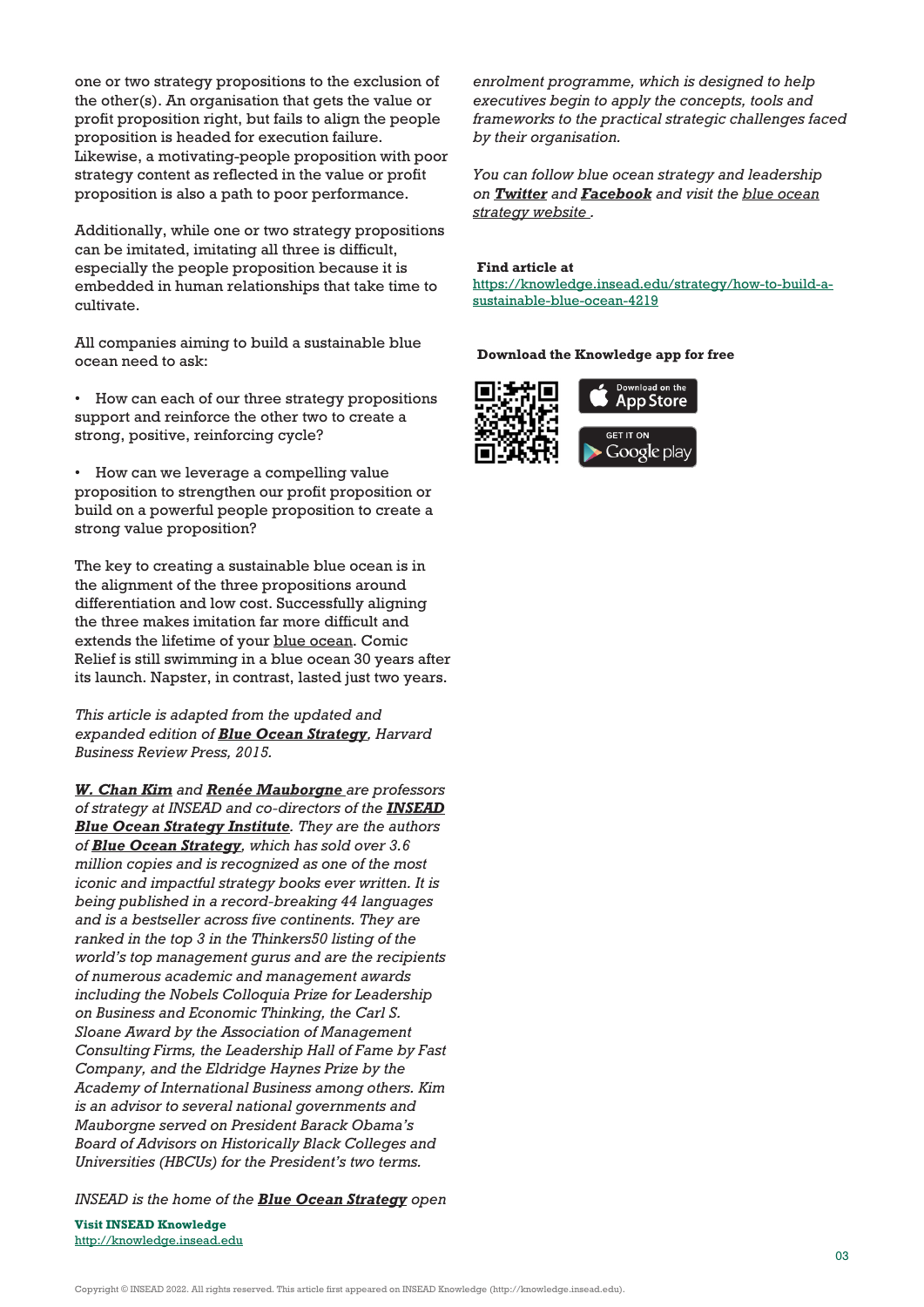one or two strategy propositions to the exclusion of the other(s). An organisation that gets the value or profit proposition right, but fails to align the people proposition is headed for execution failure. Likewise, a motivating-people proposition with poor strategy content as reflected in the value or profit proposition is also a path to poor performance.

Additionally, while one or two strategy propositions can be imitated, imitating all three is difficult, especially the people proposition because it is embedded in human relationships that take time to cultivate.

All companies aiming to build a sustainable blue ocean need to ask:

- How can each of our three strategy propositions support and reinforce the other two to create a strong, positive, reinforcing cycle?
- How can we leverage a compelling value proposition to strengthen our profit proposition or build on a powerful people proposition to create a strong value proposition?

The key to creating a sustainable blue ocean is in the alignment of the three propositions around differentiation and low cost. Successfully aligning the three makes imitation far more difficult and extends the lifetime of your blue ocean. Comic Relief is still swimming in a blue ocean 30 years after its launch. Napster, in contrast, lasted just two years.

*This article is adapted from the updated and expanded edition of **Blue Ocean Strategy**, Harvard Business Review Press, 2015.*

***W. Chan Kim** and **Renée Mauborgne** are professors of strategy at INSEAD and co-directors of the **INSEAD Blue Ocean Strategy Institute**. They are the authors of **Blue Ocean Strategy**, which has sold over 3.6 million copies and is recognized as one of the most iconic and impactful strategy books ever written. It is being published in a record-breaking 44 languages and is a bestseller across five continents. They are ranked in the top 3 in the Thinkers50 listing of the world's top management gurus and are the recipients of numerous academic and management awards including the Nobels Colloquia Prize for Leadership on Business and Economic Thinking, the Carl S. Sloane Award by the Association of Management Consulting Firms, the Leadership Hall of Fame by Fast Company, and the Eldridge Haynes Prize by the Academy of International Business among others. Kim is an advisor to several national governments and Mauborgne served on President Barack Obama's Board of Advisors on Historically Black Colleges and Universities (HBCUs) for the President's two terms.*

*INSEAD is the home of the **Blue Ocean Strategy** open enrolment programme, which is designed to help executives begin to apply the concepts, tools and frameworks to the practical strategic challenges faced by their organisation.*

*You can follow blue ocean strategy and leadership on **Twitter** and **Facebook** and visit the blue ocean strategy website .*

**Find article at**
https://knowledge.insead.edu/strategy/how-to-build-a-sustainable-blue-ocean-4219

**Download the Knowledge app for free**

Download on the App Store

GET IT ON Google play

**Visit INSEAD Knowledge**
http://knowledge.insead.edu

Copyright © INSEAD 2022. All rights reserved. This article first appeared on INSEAD Knowledge (http://knowledge.insead.edu).